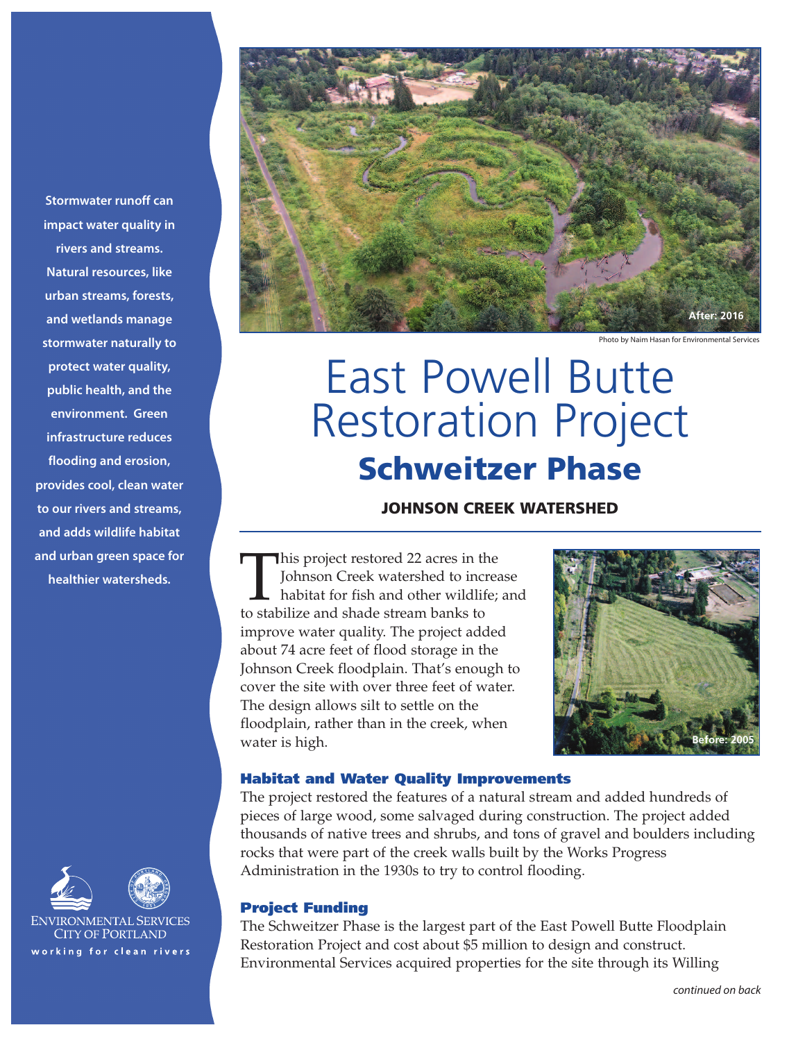After: 2016

Photo by Naim Hasan for Environmental Services

# East Powell Butte Restoration Project

## Schweitzer Phase

### JOHNSON CREEK WATERSHED

**Stormwater runoff can impact water quality in rivers and streams. Natural resources, like urban streams, forests, and wetlands manage stormwater naturally to protect water quality, public health, and the environment. Green infrastructure reduces flooding and erosion, provides cool, clean water to our rivers and streams, and adds wildlife habitat and urban green space for healthier watersheds.**

This project restored 22 acres in the Johnson Creek watershed to increase habitat for fish and other wildlife; and to stabilize and shade stream banks to improve water quality. The project added about 74 acre feet of flood storage in the Johnson Creek floodplain. That's enough to cover the site with over three feet of water. The design allows silt to settle on the floodplain, rather than in the creek, when water is high.

Before: 2005

### Habitat and Water Quality Improvements

The project restored the features of a natural stream and added hundreds of pieces of large wood, some salvaged during construction. The project added thousands of native trees and shrubs, and tons of gravel and boulders including rocks that were part of the creek walls built by the Works Progress Administration in the 1930s to try to control flooding.

### Project Funding

The Schweitzer Phase is the largest part of the East Powell Butte Floodplain Restoration Project and cost about $5 million to design and construct. Environmental Services acquired properties for the site through its Willing

*continued on back*

ENVIRONMENTAL SERVICES
CITY OF PORTLAND
working for clean rivers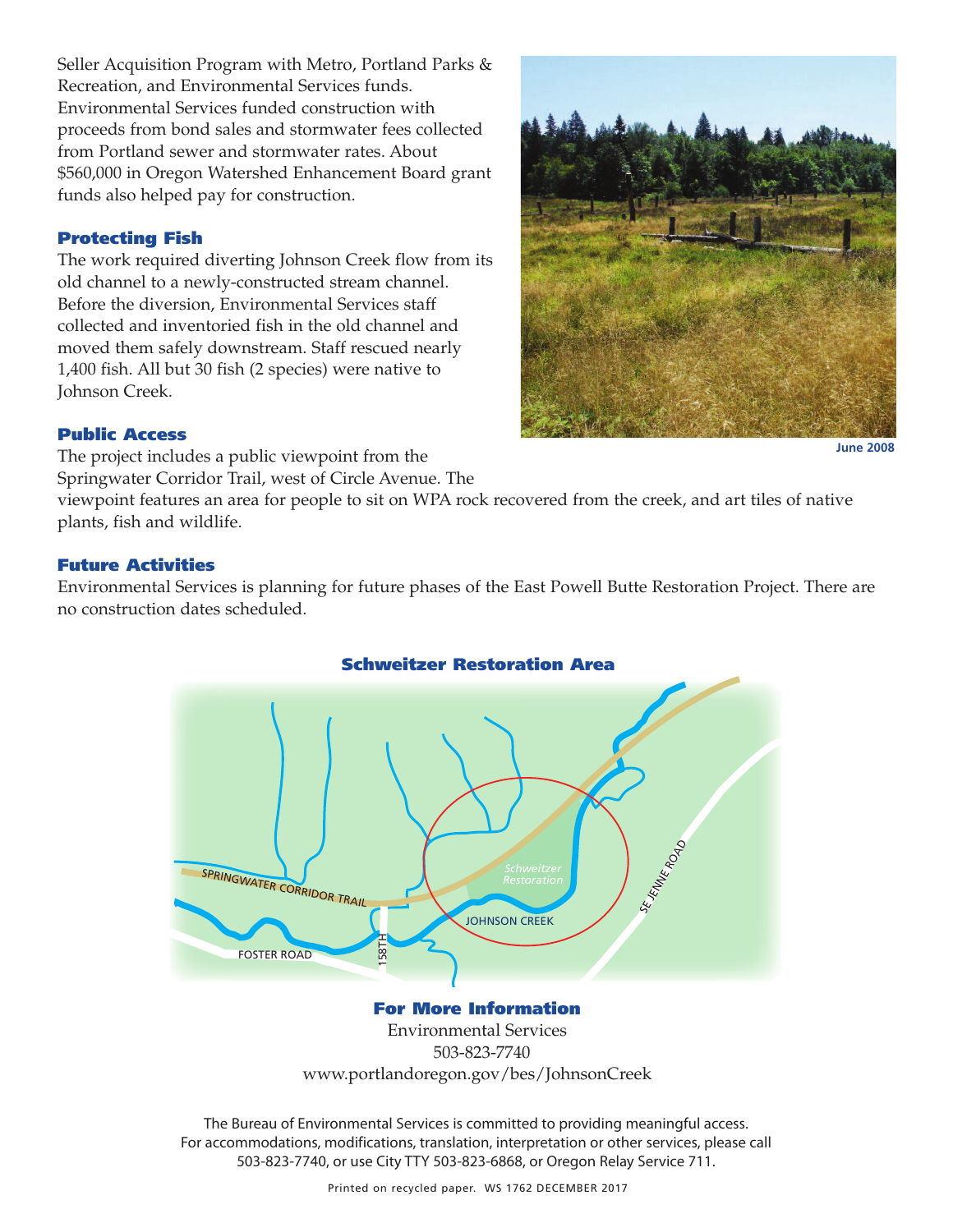Seller Acquisition Program with Metro, Portland Parks & Recreation, and Environmental Services funds. Environmental Services funded construction with proceeds from bond sales and stormwater fees collected from Portland sewer and stormwater rates. About $560,000 in Oregon Watershed Enhancement Board grant funds also helped pay for construction.

June 2008

### Protecting Fish

The work required diverting Johnson Creek flow from its old channel to a newly-constructed stream channel. Before the diversion, Environmental Services staff collected and inventoried fish in the old channel and moved them safely downstream. Staff rescued nearly 1,400 fish. All but 30 fish (2 species) were native to Johnson Creek.

### Public Access

The project includes a public viewpoint from the Springwater Corridor Trail, west of Circle Avenue. The viewpoint features an area for people to sit on WPA rock recovered from the creek, and art tiles of native plants, fish and wildlife.

### Future Activities

Environmental Services is planning for future phases of the East Powell Butte Restoration Project. There are no construction dates scheduled.

### Schweitzer Restoration Area

SPRINGWATER CORRIDOR TRAIL

Schweitzer Restoration

JOHNSON CREEK

SE JENNE ROAD

FOSTER ROAD

158TH

### For More Information

Environmental Services
503-823-7740
www.portlandoregon.gov/bes/JohnsonCreek

The Bureau of Environmental Services is committed to providing meaningful access. For accommodations, modifications, translation, interpretation or other services, please call 503-823-7740, or use City TTY 503-823-6868, or Oregon Relay Service 711.

Printed on recycled paper. WS 1762 DECEMBER 2017